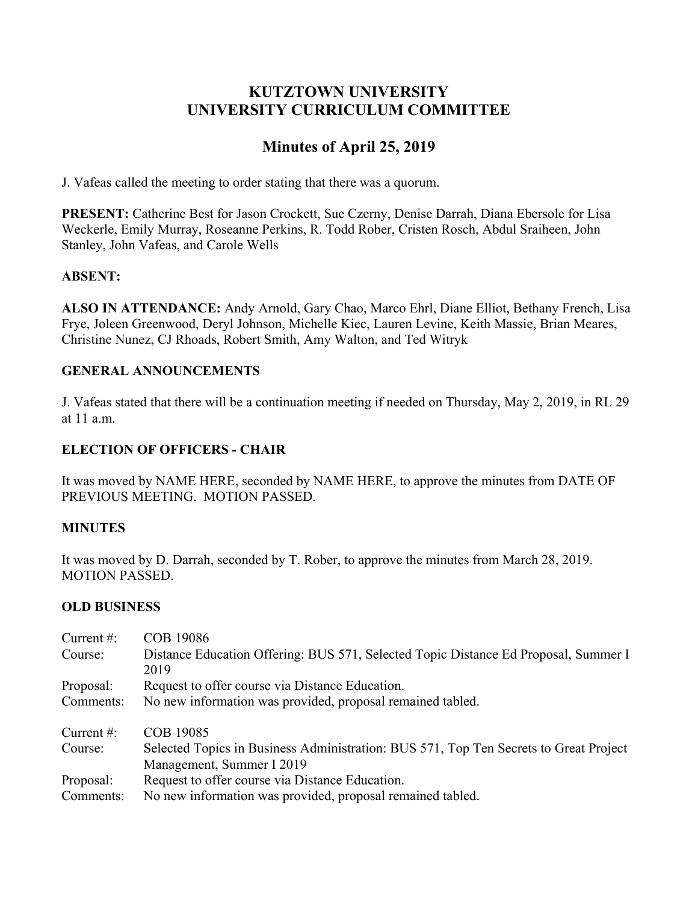# KUTZTOWN UNIVERSITY
# UNIVERSITY CURRICULUM COMMITTEE

## Minutes of April 25, 2019

J. Vafeas called the meeting to order stating that there was a quorum.

**PRESENT:** Catherine Best for Jason Crockett, Sue Czerny, Denise Darrah, Diana Ebersole for Lisa Weckerle, Emily Murray, Roseanne Perkins, R. Todd Rober, Cristen Rosch, Abdul Sraiheen, John Stanley, John Vafeas, and Carole Wells

**ABSENT:**

**ALSO IN ATTENDANCE:** Andy Arnold, Gary Chao, Marco Ehrl, Diane Elliot, Bethany French, Lisa Frye, Joleen Greenwood, Deryl Johnson, Michelle Kiec, Lauren Levine, Keith Massie, Brian Meares, Christine Nunez, CJ Rhoads, Robert Smith, Amy Walton, and Ted Witryk

### GENERAL ANNOUNCEMENTS

J. Vafeas stated that there will be a continuation meeting if needed on Thursday, May 2, 2019, in RL 29 at 11 a.m.

### ELECTION OF OFFICERS - CHAIR

It was moved by NAME HERE, seconded by NAME HERE, to approve the minutes from DATE OF PREVIOUS MEETING. MOTION PASSED.

### MINUTES

It was moved by D. Darrah, seconded by T. Rober, to approve the minutes from March 28, 2019. MOTION PASSED.

### OLD BUSINESS

Current #: COB 19086
Course: Distance Education Offering: BUS 571, Selected Topic Distance Ed Proposal, Summer I 2019
Proposal: Request to offer course via Distance Education.
Comments: No new information was provided, proposal remained tabled.

Current #: COB 19085
Course: Selected Topics in Business Administration: BUS 571, Top Ten Secrets to Great Project Management, Summer I 2019
Proposal: Request to offer course via Distance Education.
Comments: No new information was provided, proposal remained tabled.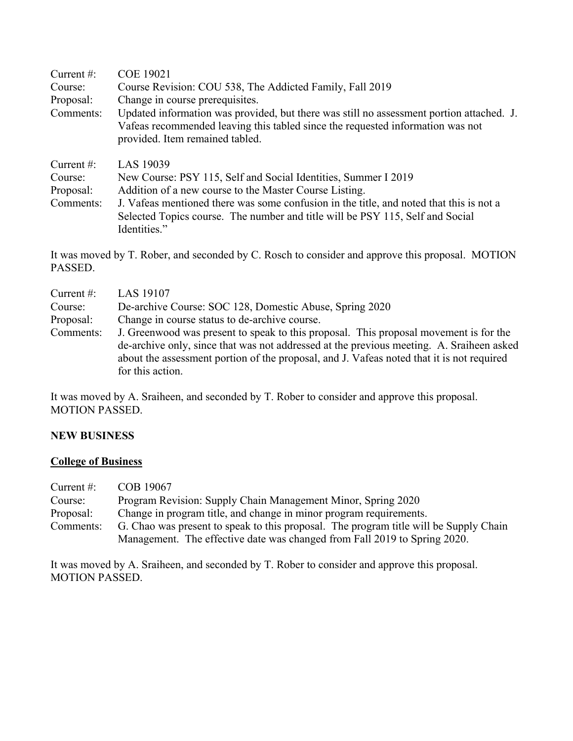Current #: COE 19021
Course: Course Revision: COU 538, The Addicted Family, Fall 2019
Proposal: Change in course prerequisites.
Comments: Updated information was provided, but there was still no assessment portion attached. J. Vafeas recommended leaving this tabled since the requested information was not provided. Item remained tabled.

Current #: LAS 19039
Course: New Course: PSY 115, Self and Social Identities, Summer I 2019
Proposal: Addition of a new course to the Master Course Listing.
Comments: J. Vafeas mentioned there was some confusion in the title, and noted that this is not a Selected Topics course. The number and title will be PSY 115, Self and Social Identities."

It was moved by T. Rober, and seconded by C. Rosch to consider and approve this proposal. MOTION PASSED.

Current #: LAS 19107
Course: De-archive Course: SOC 128, Domestic Abuse, Spring 2020
Proposal: Change in course status to de-archive course.
Comments: J. Greenwood was present to speak to this proposal. This proposal movement is for the de-archive only, since that was not addressed at the previous meeting. A. Sraiheen asked about the assessment portion of the proposal, and J. Vafeas noted that it is not required for this action.

It was moved by A. Sraiheen, and seconded by T. Rober to consider and approve this proposal. MOTION PASSED.

**NEW BUSINESS**

**College of Business**

Current #: COB 19067
Course: Program Revision: Supply Chain Management Minor, Spring 2020
Proposal: Change in program title, and change in minor program requirements.
Comments: G. Chao was present to speak to this proposal. The program title will be Supply Chain Management. The effective date was changed from Fall 2019 to Spring 2020.

It was moved by A. Sraiheen, and seconded by T. Rober to consider and approve this proposal. MOTION PASSED.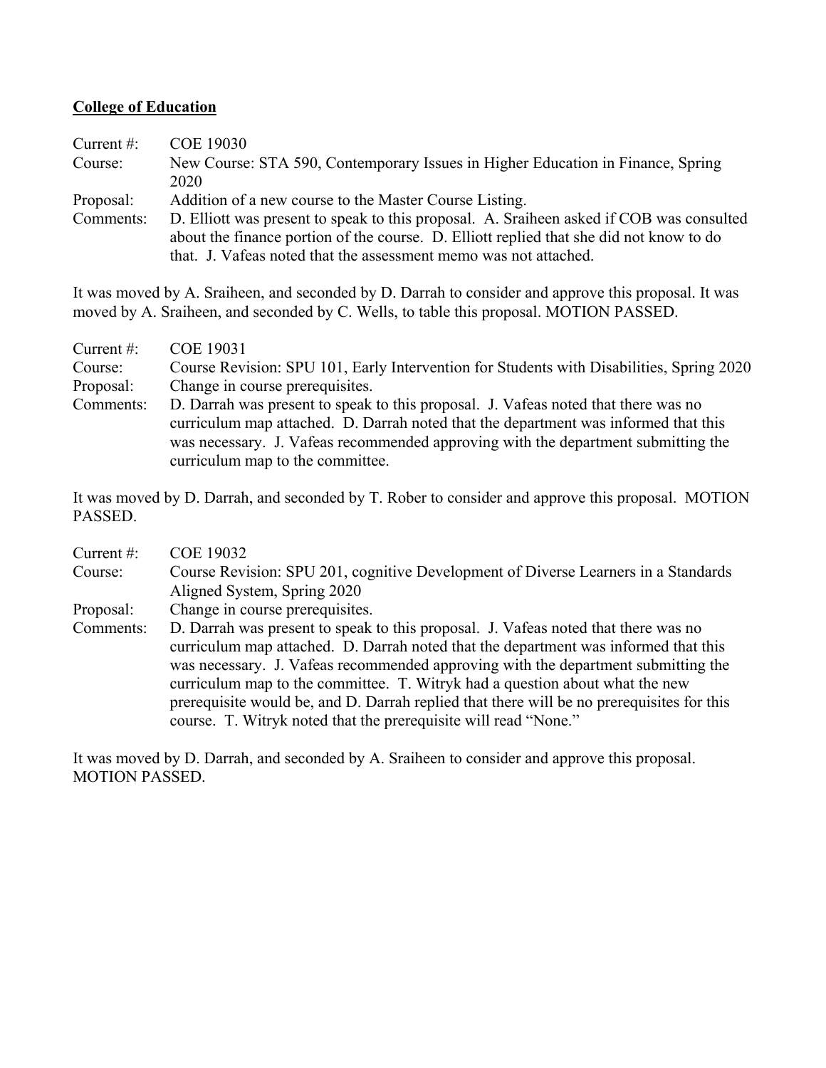**College of Education**

Current #: COE 19030
Course: New Course: STA 590, Contemporary Issues in Higher Education in Finance, Spring 2020
Proposal: Addition of a new course to the Master Course Listing.
Comments: D. Elliott was present to speak to this proposal. A. Sraiheen asked if COB was consulted about the finance portion of the course. D. Elliott replied that she did not know to do that. J. Vafeas noted that the assessment memo was not attached.

It was moved by A. Sraiheen, and seconded by D. Darrah to consider and approve this proposal. It was moved by A. Sraiheen, and seconded by C. Wells, to table this proposal. MOTION PASSED.

Current #: COE 19031
Course: Course Revision: SPU 101, Early Intervention for Students with Disabilities, Spring 2020
Proposal: Change in course prerequisites.
Comments: D. Darrah was present to speak to this proposal. J. Vafeas noted that there was no curriculum map attached. D. Darrah noted that the department was informed that this was necessary. J. Vafeas recommended approving with the department submitting the curriculum map to the committee.

It was moved by D. Darrah, and seconded by T. Rober to consider and approve this proposal. MOTION PASSED.

Current #: COE 19032
Course: Course Revision: SPU 201, cognitive Development of Diverse Learners in a Standards Aligned System, Spring 2020
Proposal: Change in course prerequisites.
Comments: D. Darrah was present to speak to this proposal. J. Vafeas noted that there was no curriculum map attached. D. Darrah noted that the department was informed that this was necessary. J. Vafeas recommended approving with the department submitting the curriculum map to the committee. T. Witryk had a question about what the new prerequisite would be, and D. Darrah replied that there will be no prerequisites for this course. T. Witryk noted that the prerequisite will read "None."

It was moved by D. Darrah, and seconded by A. Sraiheen to consider and approve this proposal. MOTION PASSED.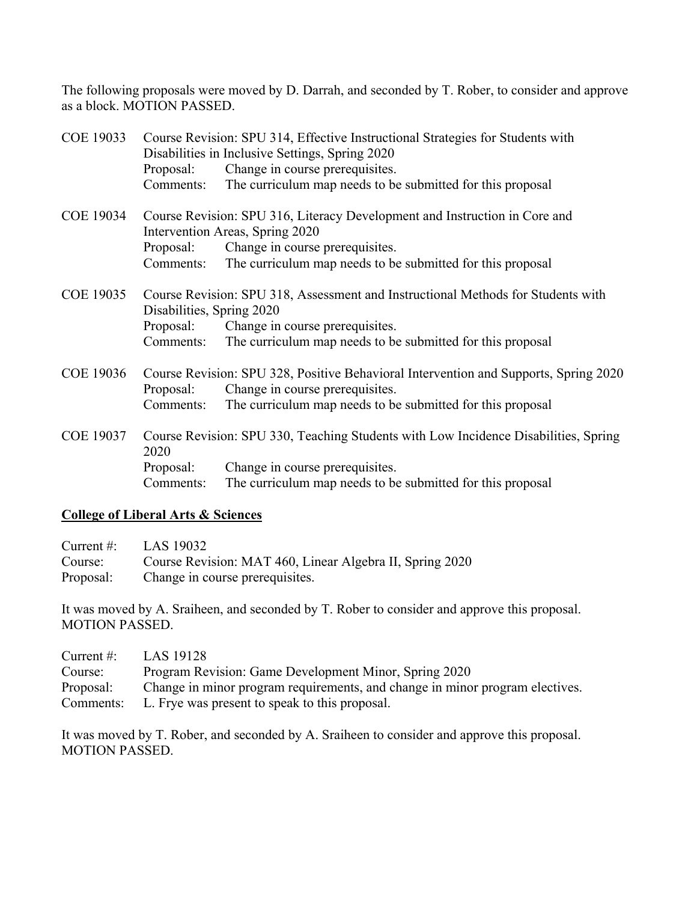The following proposals were moved by D. Darrah, and seconded by T. Rober, to consider and approve as a block. MOTION PASSED.

COE 19033 Course Revision: SPU 314, Effective Instructional Strategies for Students with Disabilities in Inclusive Settings, Spring 2020
Proposal: Change in course prerequisites.
Comments: The curriculum map needs to be submitted for this proposal

COE 19034 Course Revision: SPU 316, Literacy Development and Instruction in Core and Intervention Areas, Spring 2020
Proposal: Change in course prerequisites.
Comments: The curriculum map needs to be submitted for this proposal

COE 19035 Course Revision: SPU 318, Assessment and Instructional Methods for Students with Disabilities, Spring 2020
Proposal: Change in course prerequisites.
Comments: The curriculum map needs to be submitted for this proposal

COE 19036 Course Revision: SPU 328, Positive Behavioral Intervention and Supports, Spring 2020
Proposal: Change in course prerequisites.
Comments: The curriculum map needs to be submitted for this proposal

COE 19037 Course Revision: SPU 330, Teaching Students with Low Incidence Disabilities, Spring 2020
Proposal: Change in course prerequisites.
Comments: The curriculum map needs to be submitted for this proposal

**College of Liberal Arts & Sciences**

Current #: LAS 19032
Course: Course Revision: MAT 460, Linear Algebra II, Spring 2020
Proposal: Change in course prerequisites.

It was moved by A. Sraiheen, and seconded by T. Rober to consider and approve this proposal. MOTION PASSED.

Current #: LAS 19128
Course: Program Revision: Game Development Minor, Spring 2020
Proposal: Change in minor program requirements, and change in minor program electives.
Comments: L. Frye was present to speak to this proposal.

It was moved by T. Rober, and seconded by A. Sraiheen to consider and approve this proposal. MOTION PASSED.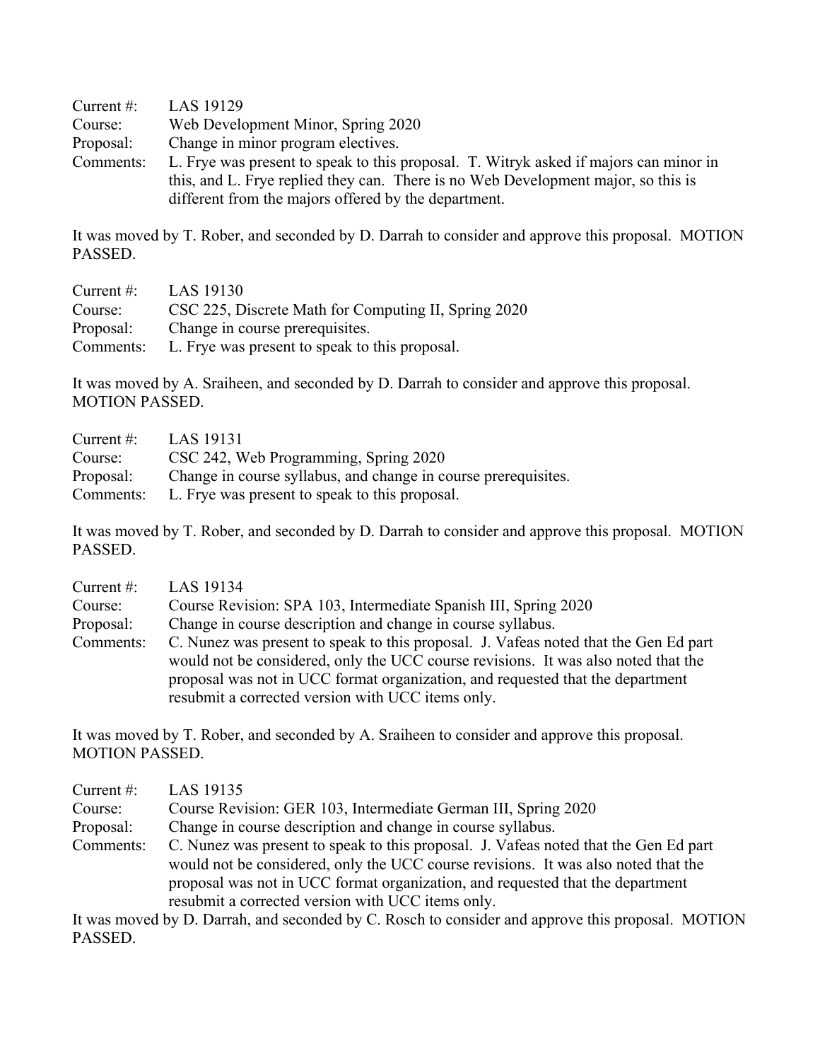Current #: LAS 19129
Course: Web Development Minor, Spring 2020
Proposal: Change in minor program electives.
Comments: L. Frye was present to speak to this proposal. T. Witryk asked if majors can minor in this, and L. Frye replied they can. There is no Web Development major, so this is different from the majors offered by the department.

It was moved by T. Rober, and seconded by D. Darrah to consider and approve this proposal. MOTION PASSED.

Current #: LAS 19130
Course: CSC 225, Discrete Math for Computing II, Spring 2020
Proposal: Change in course prerequisites.
Comments: L. Frye was present to speak to this proposal.

It was moved by A. Sraiheen, and seconded by D. Darrah to consider and approve this proposal. MOTION PASSED.

Current #: LAS 19131
Course: CSC 242, Web Programming, Spring 2020
Proposal: Change in course syllabus, and change in course prerequisites.
Comments: L. Frye was present to speak to this proposal.

It was moved by T. Rober, and seconded by D. Darrah to consider and approve this proposal. MOTION PASSED.

Current #: LAS 19134
Course: Course Revision: SPA 103, Intermediate Spanish III, Spring 2020
Proposal: Change in course description and change in course syllabus.
Comments: C. Nunez was present to speak to this proposal. J. Vafeas noted that the Gen Ed part would not be considered, only the UCC course revisions. It was also noted that the proposal was not in UCC format organization, and requested that the department resubmit a corrected version with UCC items only.

It was moved by T. Rober, and seconded by A. Sraiheen to consider and approve this proposal. MOTION PASSED.

Current #: LAS 19135
Course: Course Revision: GER 103, Intermediate German III, Spring 2020
Proposal: Change in course description and change in course syllabus.
Comments: C. Nunez was present to speak to this proposal. J. Vafeas noted that the Gen Ed part would not be considered, only the UCC course revisions. It was also noted that the proposal was not in UCC format organization, and requested that the department resubmit a corrected version with UCC items only.

It was moved by D. Darrah, and seconded by C. Rosch to consider and approve this proposal. MOTION PASSED.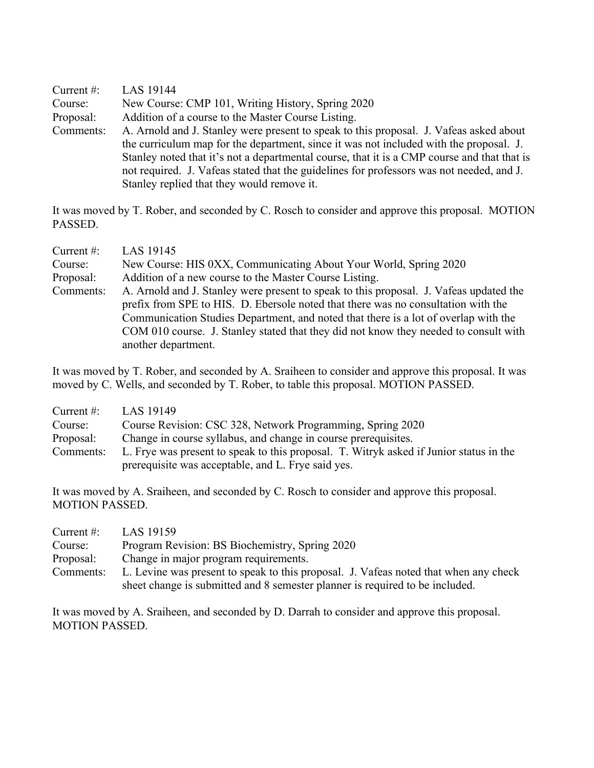Current #: LAS 19144
Course: New Course: CMP 101, Writing History, Spring 2020
Proposal: Addition of a course to the Master Course Listing.
Comments: A. Arnold and J. Stanley were present to speak to this proposal. J. Vafeas asked about the curriculum map for the department, since it was not included with the proposal. J. Stanley noted that it's not a departmental course, that it is a CMP course and that that is not required. J. Vafeas stated that the guidelines for professors was not needed, and J. Stanley replied that they would remove it.

It was moved by T. Rober, and seconded by C. Rosch to consider and approve this proposal. MOTION PASSED.

Current #: LAS 19145
Course: New Course: HIS 0XX, Communicating About Your World, Spring 2020
Proposal: Addition of a new course to the Master Course Listing.
Comments: A. Arnold and J. Stanley were present to speak to this proposal. J. Vafeas updated the prefix from SPE to HIS. D. Ebersole noted that there was no consultation with the Communication Studies Department, and noted that there is a lot of overlap with the COM 010 course. J. Stanley stated that they did not know they needed to consult with another department.

It was moved by T. Rober, and seconded by A. Sraiheen to consider and approve this proposal. It was moved by C. Wells, and seconded by T. Rober, to table this proposal. MOTION PASSED.

Current #: LAS 19149
Course: Course Revision: CSC 328, Network Programming, Spring 2020
Proposal: Change in course syllabus, and change in course prerequisites.
Comments: L. Frye was present to speak to this proposal. T. Witryk asked if Junior status in the prerequisite was acceptable, and L. Frye said yes.

It was moved by A. Sraiheen, and seconded by C. Rosch to consider and approve this proposal. MOTION PASSED.

Current #: LAS 19159
Course: Program Revision: BS Biochemistry, Spring 2020
Proposal: Change in major program requirements.
Comments: L. Levine was present to speak to this proposal. J. Vafeas noted that when any check sheet change is submitted and 8 semester planner is required to be included.

It was moved by A. Sraiheen, and seconded by D. Darrah to consider and approve this proposal. MOTION PASSED.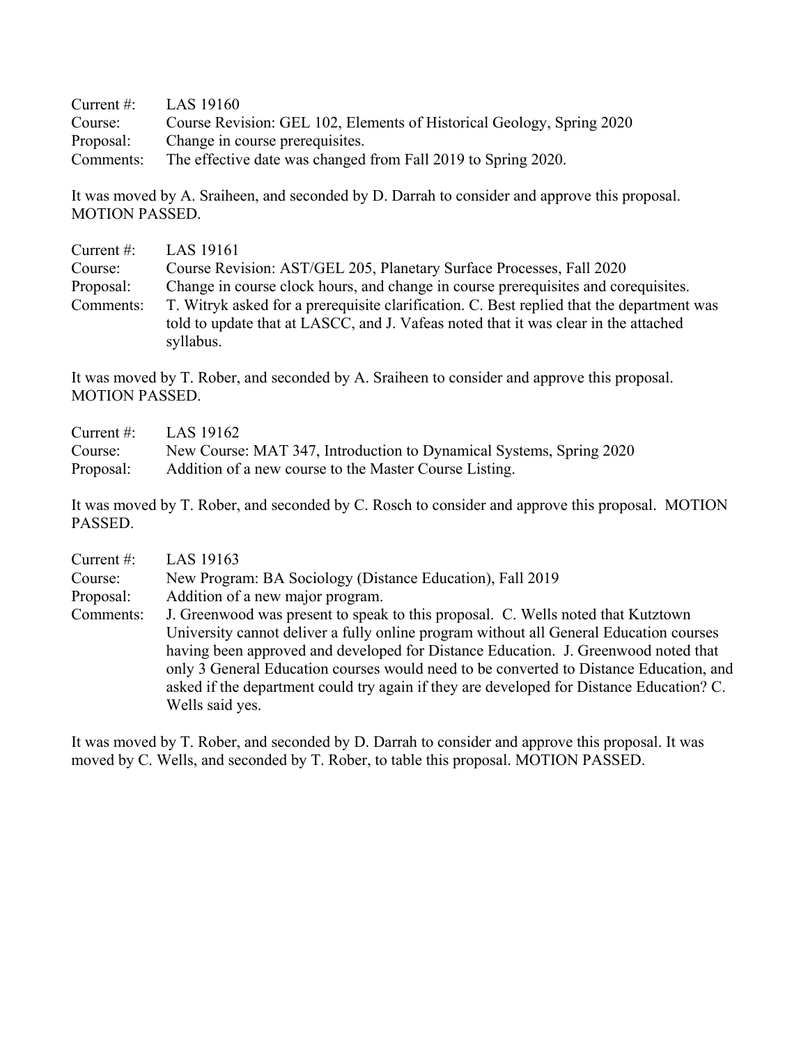Current #: LAS 19160  
Course: Course Revision: GEL 102, Elements of Historical Geology, Spring 2020  
Proposal: Change in course prerequisites.  
Comments: The effective date was changed from Fall 2019 to Spring 2020.

It was moved by A. Sraiheen, and seconded by D. Darrah to consider and approve this proposal. MOTION PASSED.

Current #: LAS 19161  
Course: Course Revision: AST/GEL 205, Planetary Surface Processes, Fall 2020  
Proposal: Change in course clock hours, and change in course prerequisites and corequisites.  
Comments: T. Witryk asked for a prerequisite clarification. C. Best replied that the department was told to update that at LASCC, and J. Vafeas noted that it was clear in the attached syllabus.

It was moved by T. Rober, and seconded by A. Sraiheen to consider and approve this proposal. MOTION PASSED.

Current #: LAS 19162  
Course: New Course: MAT 347, Introduction to Dynamical Systems, Spring 2020  
Proposal: Addition of a new course to the Master Course Listing.

It was moved by T. Rober, and seconded by C. Rosch to consider and approve this proposal. MOTION PASSED.

Current #: LAS 19163  
Course: New Program: BA Sociology (Distance Education), Fall 2019  
Proposal: Addition of a new major program.  
Comments: J. Greenwood was present to speak to this proposal. C. Wells noted that Kutztown University cannot deliver a fully online program without all General Education courses having been approved and developed for Distance Education. J. Greenwood noted that only 3 General Education courses would need to be converted to Distance Education, and asked if the department could try again if they are developed for Distance Education? C. Wells said yes.

It was moved by T. Rober, and seconded by D. Darrah to consider and approve this proposal. It was moved by C. Wells, and seconded by T. Rober, to table this proposal. MOTION PASSED.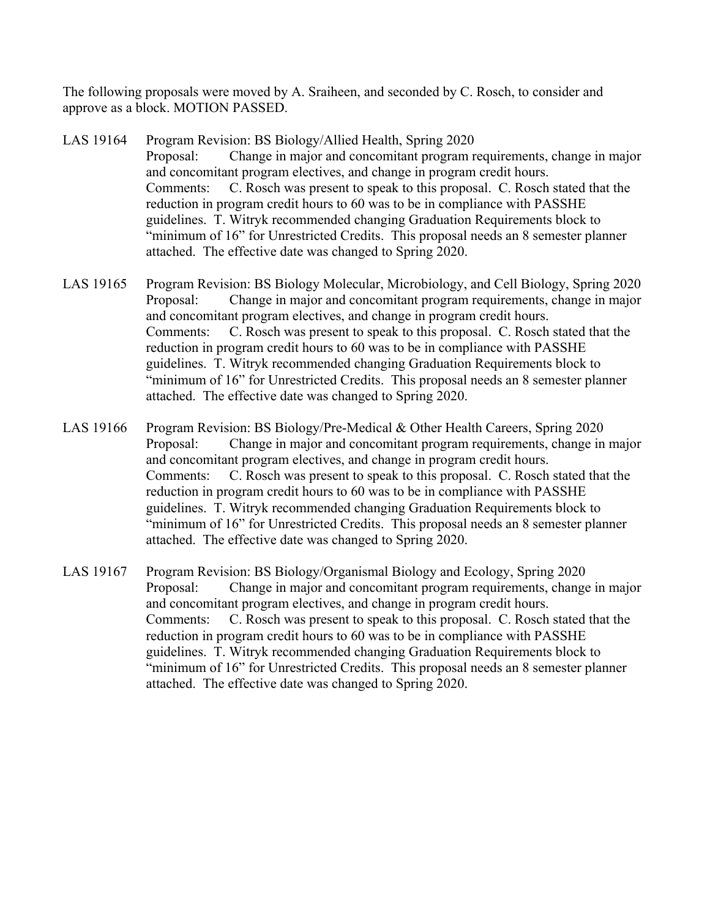The following proposals were moved by A. Sraiheen, and seconded by C. Rosch, to consider and approve as a block. MOTION PASSED.

LAS 19164 Program Revision: BS Biology/Allied Health, Spring 2020

Proposal: Change in major and concomitant program requirements, change in major and concomitant program electives, and change in program credit hours.

Comments: C. Rosch was present to speak to this proposal. C. Rosch stated that the reduction in program credit hours to 60 was to be in compliance with PASSHE guidelines. T. Witryk recommended changing Graduation Requirements block to "minimum of 16" for Unrestricted Credits. This proposal needs an 8 semester planner attached. The effective date was changed to Spring 2020.

LAS 19165 Program Revision: BS Biology Molecular, Microbiology, and Cell Biology, Spring 2020

Proposal: Change in major and concomitant program requirements, change in major and concomitant program electives, and change in program credit hours.

Comments: C. Rosch was present to speak to this proposal. C. Rosch stated that the reduction in program credit hours to 60 was to be in compliance with PASSHE guidelines. T. Witryk recommended changing Graduation Requirements block to "minimum of 16" for Unrestricted Credits. This proposal needs an 8 semester planner attached. The effective date was changed to Spring 2020.

LAS 19166 Program Revision: BS Biology/Pre-Medical & Other Health Careers, Spring 2020

Proposal: Change in major and concomitant program requirements, change in major and concomitant program electives, and change in program credit hours.

Comments: C. Rosch was present to speak to this proposal. C. Rosch stated that the reduction in program credit hours to 60 was to be in compliance with PASSHE guidelines. T. Witryk recommended changing Graduation Requirements block to "minimum of 16" for Unrestricted Credits. This proposal needs an 8 semester planner attached. The effective date was changed to Spring 2020.

LAS 19167 Program Revision: BS Biology/Organismal Biology and Ecology, Spring 2020

Proposal: Change in major and concomitant program requirements, change in major and concomitant program electives, and change in program credit hours.

Comments: C. Rosch was present to speak to this proposal. C. Rosch stated that the reduction in program credit hours to 60 was to be in compliance with PASSHE guidelines. T. Witryk recommended changing Graduation Requirements block to "minimum of 16" for Unrestricted Credits. This proposal needs an 8 semester planner attached. The effective date was changed to Spring 2020.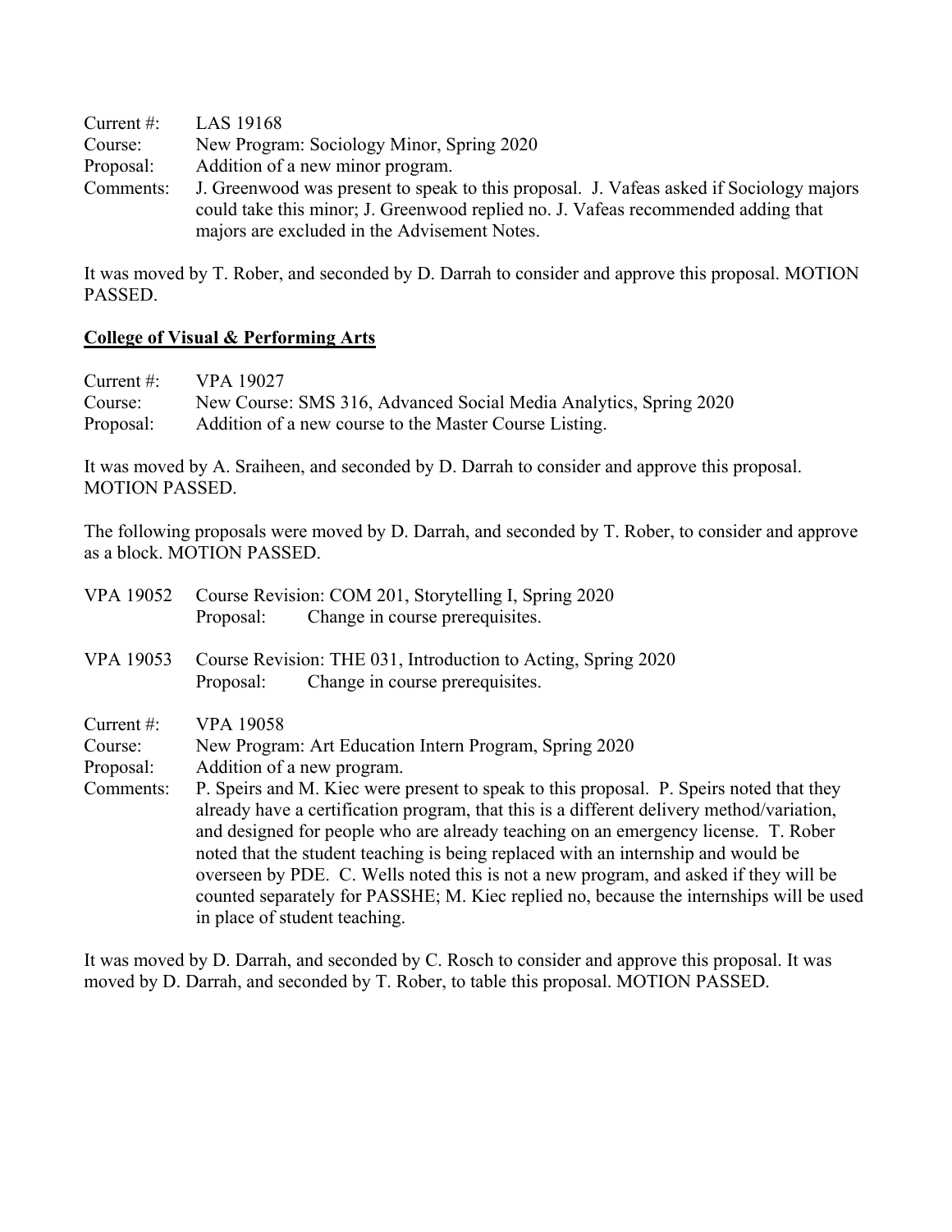Current #: LAS 19168
Course: New Program: Sociology Minor, Spring 2020
Proposal: Addition of a new minor program.
Comments: J. Greenwood was present to speak to this proposal. J. Vafeas asked if Sociology majors could take this minor; J. Greenwood replied no. J. Vafeas recommended adding that majors are excluded in the Advisement Notes.

It was moved by T. Rober, and seconded by D. Darrah to consider and approve this proposal. MOTION PASSED.

**College of Visual & Performing Arts**

Current #: VPA 19027
Course: New Course: SMS 316, Advanced Social Media Analytics, Spring 2020
Proposal: Addition of a new course to the Master Course Listing.

It was moved by A. Sraiheen, and seconded by D. Darrah to consider and approve this proposal. MOTION PASSED.

The following proposals were moved by D. Darrah, and seconded by T. Rober, to consider and approve as a block. MOTION PASSED.

VPA 19052 Course Revision: COM 201, Storytelling I, Spring 2020
Proposal: Change in course prerequisites.

VPA 19053 Course Revision: THE 031, Introduction to Acting, Spring 2020
Proposal: Change in course prerequisites.

Current #: VPA 19058
Course: New Program: Art Education Intern Program, Spring 2020
Proposal: Addition of a new program.
Comments: P. Speirs and M. Kiec were present to speak to this proposal. P. Speirs noted that they already have a certification program, that this is a different delivery method/variation, and designed for people who are already teaching on an emergency license. T. Rober noted that the student teaching is being replaced with an internship and would be overseen by PDE. C. Wells noted this is not a new program, and asked if they will be counted separately for PASSHE; M. Kiec replied no, because the internships will be used in place of student teaching.

It was moved by D. Darrah, and seconded by C. Rosch to consider and approve this proposal. It was moved by D. Darrah, and seconded by T. Rober, to table this proposal. MOTION PASSED.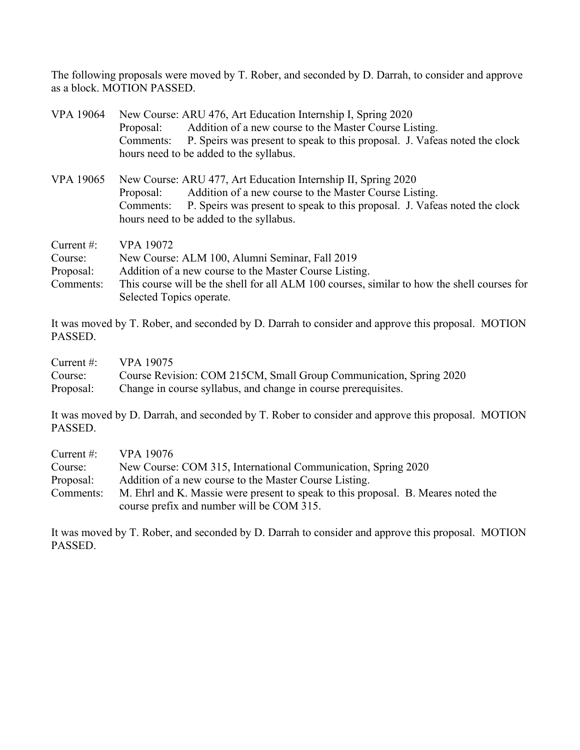The following proposals were moved by T. Rober, and seconded by D. Darrah, to consider and approve as a block. MOTION PASSED.

VPA 19064 New Course: ARU 476, Art Education Internship I, Spring 2020
Proposal: Addition of a new course to the Master Course Listing.
Comments: P. Speirs was present to speak to this proposal. J. Vafeas noted the clock hours need to be added to the syllabus.

VPA 19065 New Course: ARU 477, Art Education Internship II, Spring 2020
Proposal: Addition of a new course to the Master Course Listing.
Comments: P. Speirs was present to speak to this proposal. J. Vafeas noted the clock hours need to be added to the syllabus.

Current #: VPA 19072
Course: New Course: ALM 100, Alumni Seminar, Fall 2019
Proposal: Addition of a new course to the Master Course Listing.
Comments: This course will be the shell for all ALM 100 courses, similar to how the shell courses for Selected Topics operate.

It was moved by T. Rober, and seconded by D. Darrah to consider and approve this proposal. MOTION PASSED.

Current #: VPA 19075
Course: Course Revision: COM 215CM, Small Group Communication, Spring 2020
Proposal: Change in course syllabus, and change in course prerequisites.

It was moved by D. Darrah, and seconded by T. Rober to consider and approve this proposal. MOTION PASSED.

Current #: VPA 19076
Course: New Course: COM 315, International Communication, Spring 2020
Proposal: Addition of a new course to the Master Course Listing.
Comments: M. Ehrl and K. Massie were present to speak to this proposal. B. Meares noted the course prefix and number will be COM 315.

It was moved by T. Rober, and seconded by D. Darrah to consider and approve this proposal. MOTION PASSED.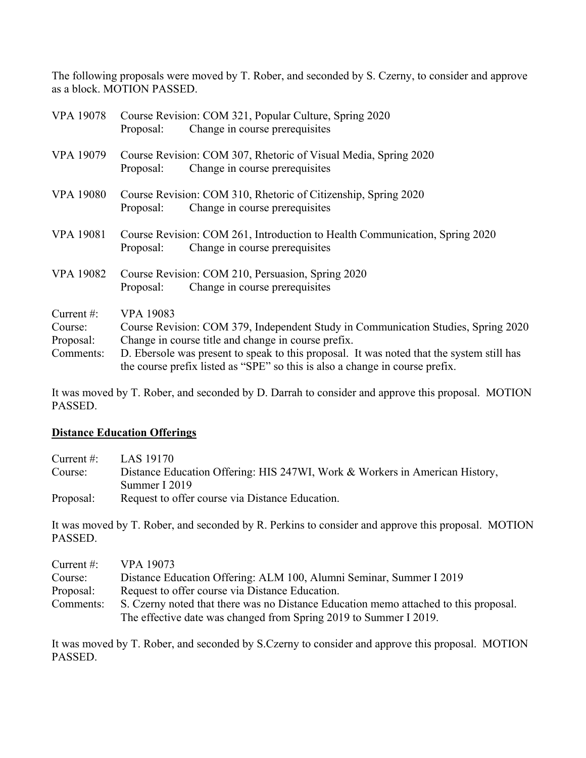The following proposals were moved by T. Rober, and seconded by S. Czerny, to consider and approve as a block. MOTION PASSED.

VPA 19078 Course Revision: COM 321, Popular Culture, Spring 2020
Proposal: Change in course prerequisites

VPA 19079 Course Revision: COM 307, Rhetoric of Visual Media, Spring 2020
Proposal: Change in course prerequisites

VPA 19080 Course Revision: COM 310, Rhetoric of Citizenship, Spring 2020
Proposal: Change in course prerequisites

VPA 19081 Course Revision: COM 261, Introduction to Health Communication, Spring 2020
Proposal: Change in course prerequisites

VPA 19082 Course Revision: COM 210, Persuasion, Spring 2020
Proposal: Change in course prerequisites

Current #: VPA 19083
Course: Course Revision: COM 379, Independent Study in Communication Studies, Spring 2020
Proposal: Change in course title and change in course prefix.
Comments: D. Ebersole was present to speak to this proposal. It was noted that the system still has the course prefix listed as "SPE" so this is also a change in course prefix.

It was moved by T. Rober, and seconded by D. Darrah to consider and approve this proposal. MOTION PASSED.

## Distance Education Offerings

Current #: LAS 19170
Course: Distance Education Offering: HIS 247WI, Work & Workers in American History, Summer I 2019
Proposal: Request to offer course via Distance Education.

It was moved by T. Rober, and seconded by R. Perkins to consider and approve this proposal. MOTION PASSED.

Current #: VPA 19073
Course: Distance Education Offering: ALM 100, Alumni Seminar, Summer I 2019
Proposal: Request to offer course via Distance Education.
Comments: S. Czerny noted that there was no Distance Education memo attached to this proposal. The effective date was changed from Spring 2019 to Summer I 2019.

It was moved by T. Rober, and seconded by S.Czerny to consider and approve this proposal. MOTION PASSED.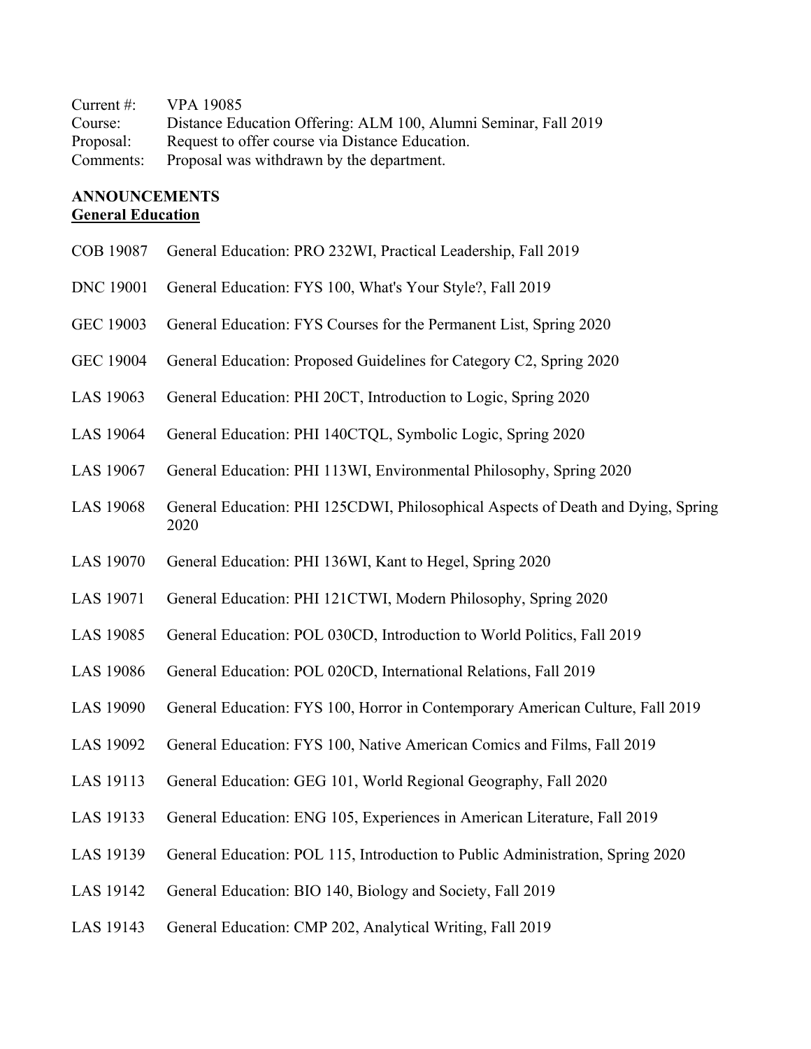Current #: VPA 19085
Course: Distance Education Offering: ALM 100, Alumni Seminar, Fall 2019
Proposal: Request to offer course via Distance Education.
Comments: Proposal was withdrawn by the department.

**ANNOUNCEMENTS**
**General Education**

COB 19087 General Education: PRO 232WI, Practical Leadership, Fall 2019

DNC 19001 General Education: FYS 100, What's Your Style?, Fall 2019

GEC 19003 General Education: FYS Courses for the Permanent List, Spring 2020

GEC 19004 General Education: Proposed Guidelines for Category C2, Spring 2020

LAS 19063 General Education: PHI 20CT, Introduction to Logic, Spring 2020

LAS 19064 General Education: PHI 140CTQL, Symbolic Logic, Spring 2020

LAS 19067 General Education: PHI 113WI, Environmental Philosophy, Spring 2020

LAS 19068 General Education: PHI 125CDWI, Philosophical Aspects of Death and Dying, Spring 2020

LAS 19070 General Education: PHI 136WI, Kant to Hegel, Spring 2020

LAS 19071 General Education: PHI 121CTWI, Modern Philosophy, Spring 2020

LAS 19085 General Education: POL 030CD, Introduction to World Politics, Fall 2019

LAS 19086 General Education: POL 020CD, International Relations, Fall 2019

LAS 19090 General Education: FYS 100, Horror in Contemporary American Culture, Fall 2019

LAS 19092 General Education: FYS 100, Native American Comics and Films, Fall 2019

LAS 19113 General Education: GEG 101, World Regional Geography, Fall 2020

LAS 19133 General Education: ENG 105, Experiences in American Literature, Fall 2019

LAS 19139 General Education: POL 115, Introduction to Public Administration, Spring 2020

LAS 19142 General Education: BIO 140, Biology and Society, Fall 2019

LAS 19143 General Education: CMP 202, Analytical Writing, Fall 2019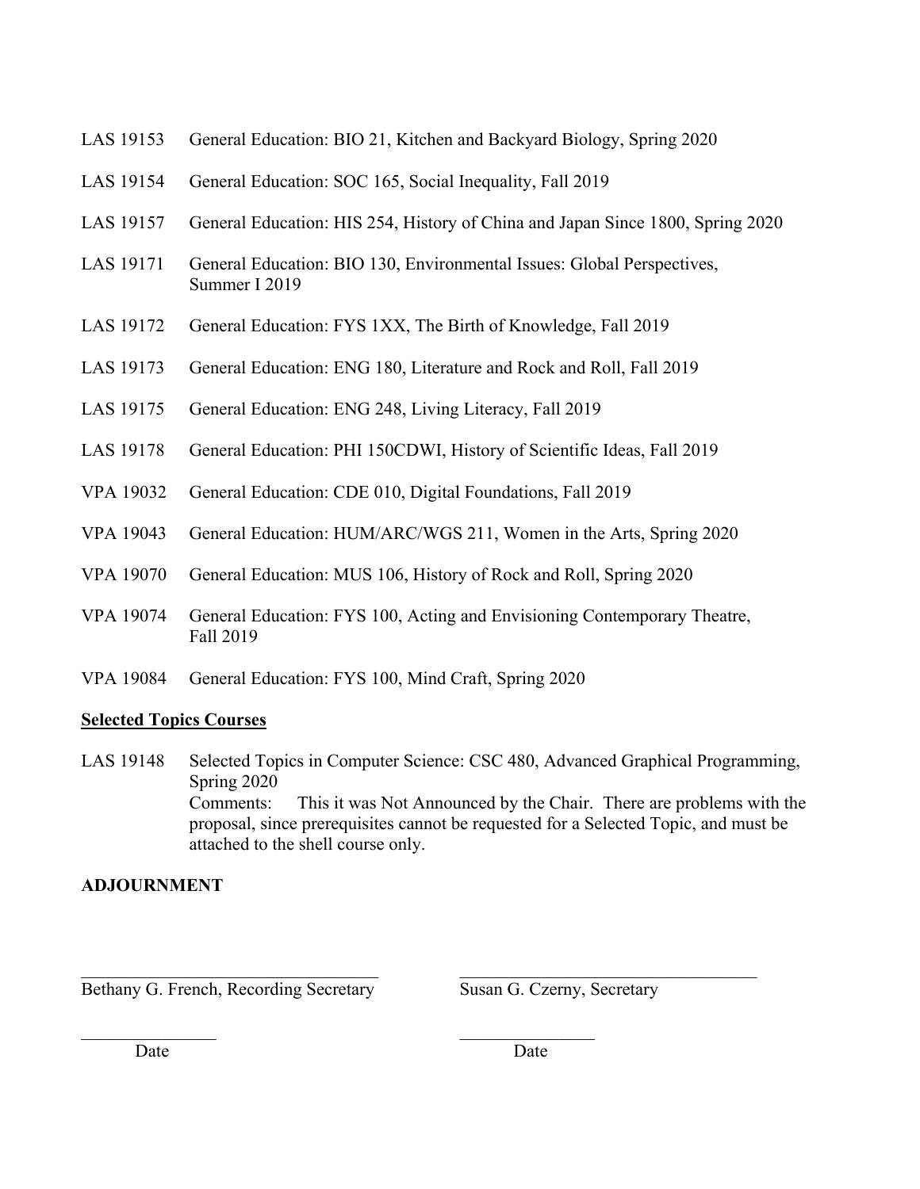LAS 19153 General Education: BIO 21, Kitchen and Backyard Biology, Spring 2020

LAS 19154 General Education: SOC 165, Social Inequality, Fall 2019

LAS 19157 General Education: HIS 254, History of China and Japan Since 1800, Spring 2020

LAS 19171 General Education: BIO 130, Environmental Issues: Global Perspectives, Summer I 2019

LAS 19172 General Education: FYS 1XX, The Birth of Knowledge, Fall 2019

LAS 19173 General Education: ENG 180, Literature and Rock and Roll, Fall 2019

LAS 19175 General Education: ENG 248, Living Literacy, Fall 2019

LAS 19178 General Education: PHI 150CDWI, History of Scientific Ideas, Fall 2019

VPA 19032 General Education: CDE 010, Digital Foundations, Fall 2019

VPA 19043 General Education: HUM/ARC/WGS 211, Women in the Arts, Spring 2020

VPA 19070 General Education: MUS 106, History of Rock and Roll, Spring 2020

VPA 19074 General Education: FYS 100, Acting and Envisioning Contemporary Theatre, Fall 2019

VPA 19084 General Education: FYS 100, Mind Craft, Spring 2020

**Selected Topics Courses**

LAS 19148 Selected Topics in Computer Science: CSC 480, Advanced Graphical Programming, Spring 2020
Comments: This it was Not Announced by the Chair. There are problems with the proposal, since prerequisites cannot be requested for a Selected Topic, and must be attached to the shell course only.

**ADJOURNMENT**

\_\_\_\_\_\_\_\_\_\_\_\_\_\_\_\_\_\_\_\_\_\_\_\_\_\_\_\_\_\_\_\_\_\_
Bethany G. French, Recording Secretary

\_\_\_\_\_\_\_\_\_\_\_\_\_\_\_\_
Date

\_\_\_\_\_\_\_\_\_\_\_\_\_\_\_\_\_\_\_\_\_\_\_\_\_\_\_\_\_\_\_\_\_\_
Susan G. Czerny, Secretary

\_\_\_\_\_\_\_\_\_\_\_\_\_\_\_\_
Date